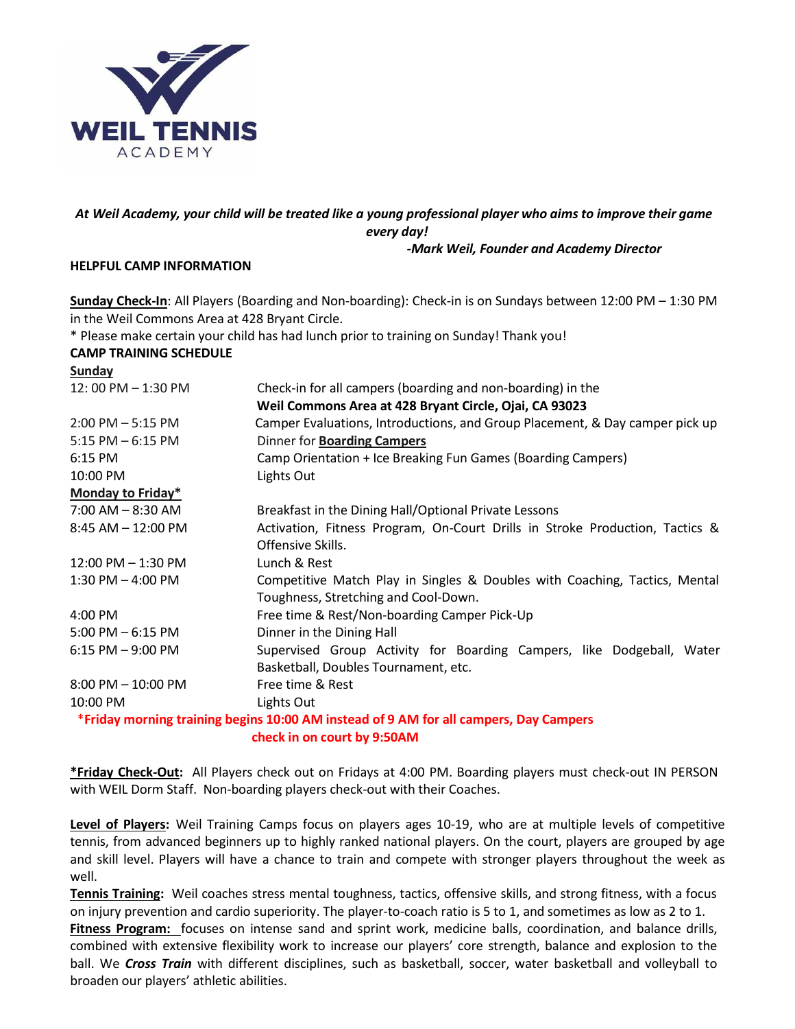WEIL TENNIS ACADEMY

***At Weil Academy, your child will be treated like a young professional player who aims to improve their game every day!***

***-Mark Weil, Founder and Academy Director***

**HELPFUL CAMP INFORMATION**

**Sunday Check-In**: All Players (Boarding and Non-boarding): Check-in is on Sundays between 12:00 PM – 1:30 PM in the Weil Commons Area at 428 Bryant Circle.

* Please make certain your child has had lunch prior to training on Sunday! Thank you!

**CAMP TRAINING SCHEDULE**

**Sunday**

| | |
|---|---|
| 12: 00 PM – 1:30 PM | Check-in for all campers (boarding and non-boarding) in the **Weil Commons Area at 428 Bryant Circle, Ojai, CA 93023** |
| 2:00 PM – 5:15 PM | Camper Evaluations, Introductions, and Group Placement, & Day camper pick up |
| 5:15 PM – 6:15 PM | Dinner for **Boarding Campers** |
| 6:15 PM | Camp Orientation + Ice Breaking Fun Games (Boarding Campers) |
| 10:00 PM | Lights Out |

**Monday to Friday***

| | |
|---|---|
| 7:00 AM – 8:30 AM | Breakfast in the Dining Hall/Optional Private Lessons |
| 8:45 AM – 12:00 PM | Activation, Fitness Program, On-Court Drills in Stroke Production, Tactics & Offensive Skills. |
| 12:00 PM – 1:30 PM | Lunch & Rest |
| 1:30 PM – 4:00 PM | Competitive Match Play in Singles & Doubles with Coaching, Tactics, Mental Toughness, Stretching and Cool-Down. |
| 4:00 PM | Free time & Rest/Non-boarding Camper Pick-Up |
| 5:00 PM – 6:15 PM | Dinner in the Dining Hall |
| 6:15 PM – 9:00 PM | Supervised Group Activity for Boarding Campers, like Dodgeball, Water Basketball, Doubles Tournament, etc. |
| 8:00 PM – 10:00 PM | Free time & Rest |
| 10:00 PM | Lights Out |

***Friday morning training begins 10:00 AM instead of 9 AM for all campers, Day Campers check in on court by 9:50AM**

***Friday Check-Out:** All Players check out on Fridays at 4:00 PM. Boarding players must check-out IN PERSON with WEIL Dorm Staff. Non-boarding players check-out with their Coaches.

**Level of Players:** Weil Training Camps focus on players ages 10-19, who are at multiple levels of competitive tennis, from advanced beginners up to highly ranked national players. On the court, players are grouped by age and skill level. Players will have a chance to train and compete with stronger players throughout the week as well.

**Tennis Training:** Weil coaches stress mental toughness, tactics, offensive skills, and strong fitness, with a focus on injury prevention and cardio superiority. The player-to-coach ratio is 5 to 1, and sometimes as low as 2 to 1.

**Fitness Program:** focuses on intense sand and sprint work, medicine balls, coordination, and balance drills, combined with extensive flexibility work to increase our players' core strength, balance and explosion to the ball. We ***Cross Train*** with different disciplines, such as basketball, soccer, water basketball and volleyball to broaden our players' athletic abilities.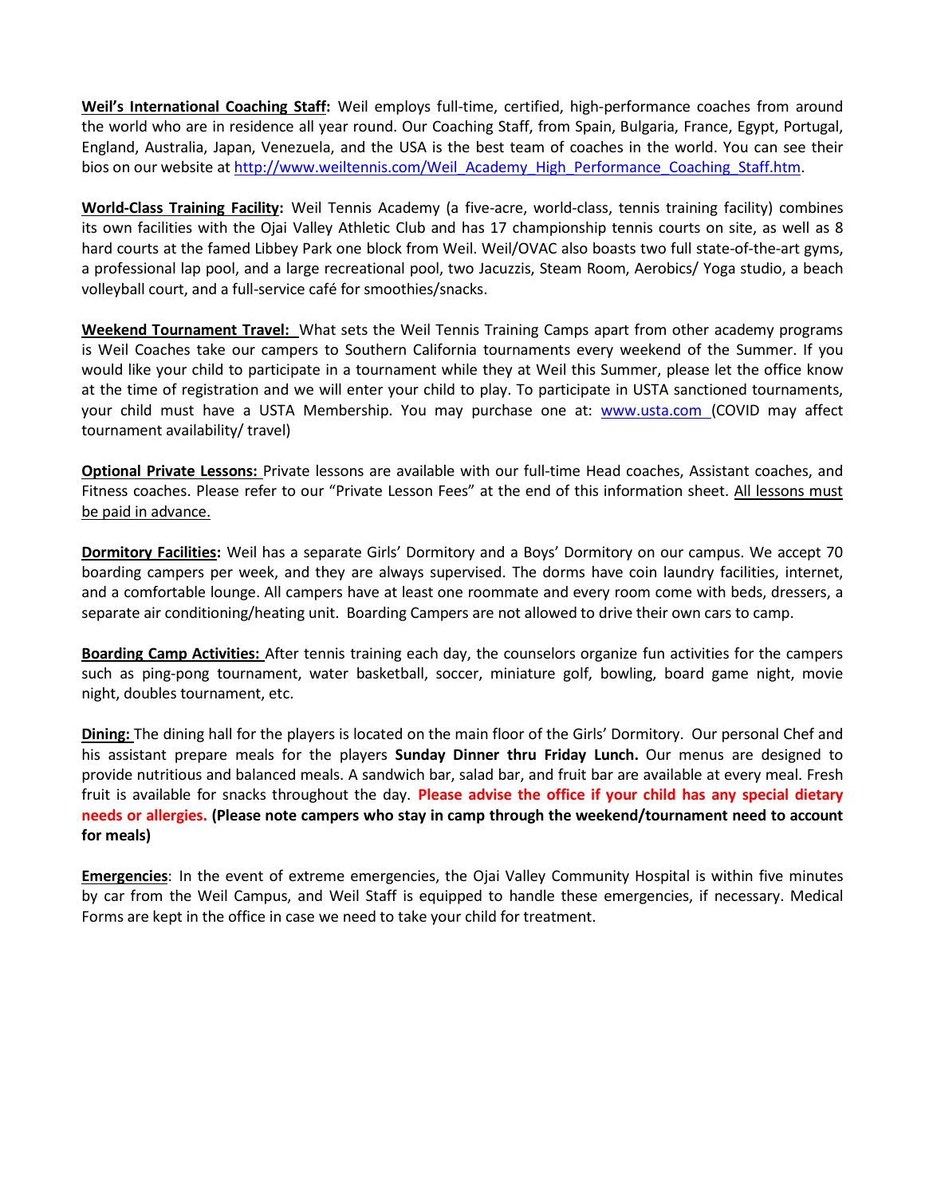**Weil's International Coaching Staff:** Weil employs full-time, certified, high-performance coaches from around the world who are in residence all year round. Our Coaching Staff, from Spain, Bulgaria, France, Egypt, Portugal, England, Australia, Japan, Venezuela, and the USA is the best team of coaches in the world. You can see their bios on our website at http://www.weiltennis.com/Weil_Academy_High_Performance_Coaching_Staff.htm.

**World-Class Training Facility:** Weil Tennis Academy (a five-acre, world-class, tennis training facility) combines its own facilities with the Ojai Valley Athletic Club and has 17 championship tennis courts on site, as well as 8 hard courts at the famed Libbey Park one block from Weil. Weil/OVAC also boasts two full state-of-the-art gyms, a professional lap pool, and a large recreational pool, two Jacuzzis, Steam Room, Aerobics/ Yoga studio, a beach volleyball court, and a full-service café for smoothies/snacks.

**Weekend Tournament Travel:** What sets the Weil Tennis Training Camps apart from other academy programs is Weil Coaches take our campers to Southern California tournaments every weekend of the Summer. If you would like your child to participate in a tournament while they at Weil this Summer, please let the office know at the time of registration and we will enter your child to play. To participate in USTA sanctioned tournaments, your child must have a USTA Membership. You may purchase one at: www.usta.com (COVID may affect tournament availability/ travel)

**Optional Private Lessons:** Private lessons are available with our full-time Head coaches, Assistant coaches, and Fitness coaches. Please refer to our "Private Lesson Fees" at the end of this information sheet. All lessons must be paid in advance.

**Dormitory Facilities:** Weil has a separate Girls' Dormitory and a Boys' Dormitory on our campus. We accept 70 boarding campers per week, and they are always supervised. The dorms have coin laundry facilities, internet, and a comfortable lounge. All campers have at least one roommate and every room come with beds, dressers, a separate air conditioning/heating unit. Boarding Campers are not allowed to drive their own cars to camp.

**Boarding Camp Activities:** After tennis training each day, the counselors organize fun activities for the campers such as ping-pong tournament, water basketball, soccer, miniature golf, bowling, board game night, movie night, doubles tournament, etc.

**Dining:** The dining hall for the players is located on the main floor of the Girls' Dormitory. Our personal Chef and his assistant prepare meals for the players **Sunday Dinner thru Friday Lunch.** Our menus are designed to provide nutritious and balanced meals. A sandwich bar, salad bar, and fruit bar are available at every meal. Fresh fruit is available for snacks throughout the day. **Please advise the office if your child has any special dietary needs or allergies. (Please note campers who stay in camp through the weekend/tournament need to account for meals)**

**Emergencies**: In the event of extreme emergencies, the Ojai Valley Community Hospital is within five minutes by car from the Weil Campus, and Weil Staff is equipped to handle these emergencies, if necessary. Medical Forms are kept in the office in case we need to take your child for treatment.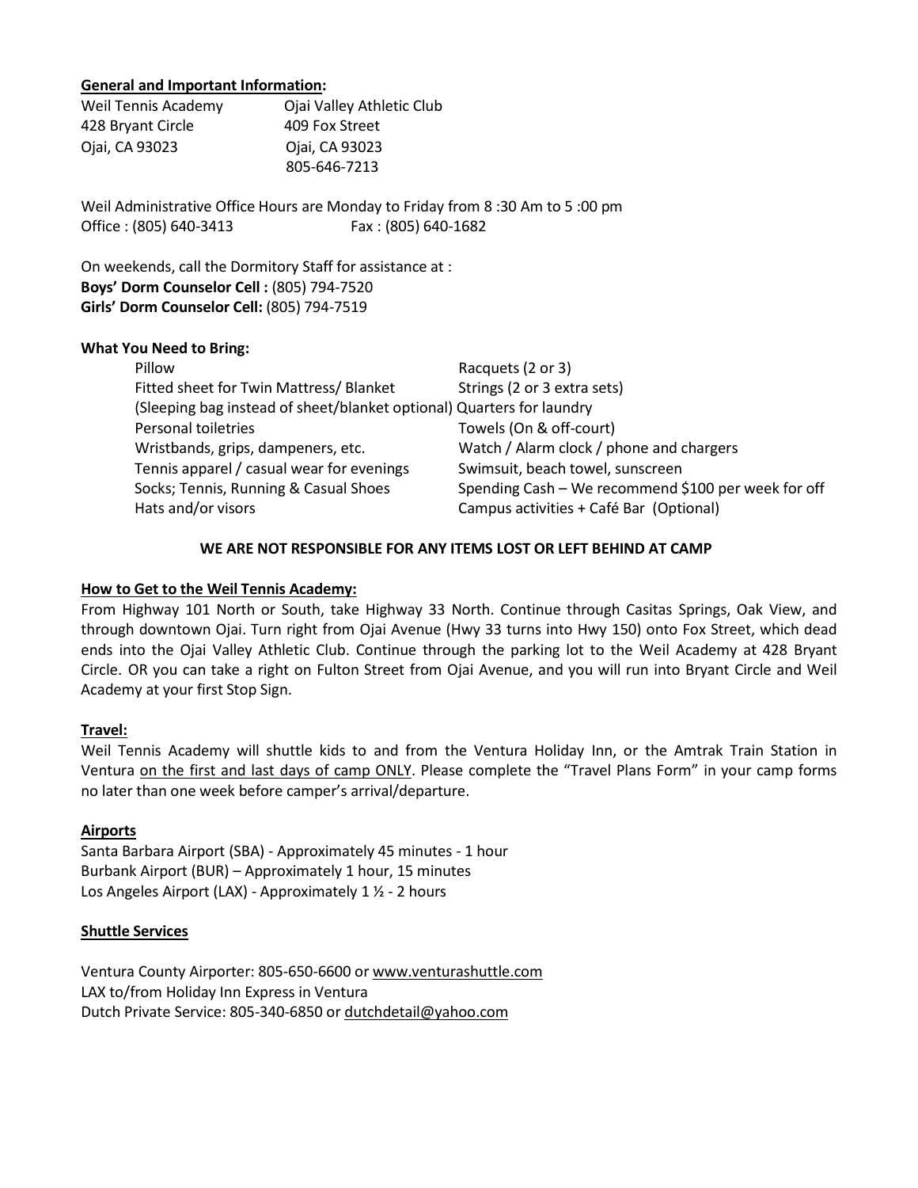**General and Important Information:**

Weil Tennis Academy
428 Bryant Circle
Ojai, CA 93023

Ojai Valley Athletic Club
409 Fox Street
Ojai, CA 93023
805-646-7213

Weil Administrative Office Hours are Monday to Friday from 8 :30 Am to 5 :00 pm
Office : (805) 640-3413 Fax : (805) 640-1682

On weekends, call the Dormitory Staff for assistance at :
**Boys' Dorm Counselor Cell :** (805) 794-7520
**Girls' Dorm Counselor Cell:** (805) 794-7519

**What You Need to Bring:**

| | |
|---|---|
| Pillow | Racquets (2 or 3) |
| Fitted sheet for Twin Mattress/ Blanket | Strings (2 or 3 extra sets) |
| (Sleeping bag instead of sheet/blanket optional) | Quarters for laundry |
| Personal toiletries | Towels (On & off-court) |
| Wristbands, grips, dampeners, etc. | Watch / Alarm clock / phone and chargers |
| Tennis apparel / casual wear for evenings | Swimsuit, beach towel, sunscreen |
| Socks; Tennis, Running & Casual Shoes | Spending Cash – We recommend $100 per week for off Campus activities + Café Bar (Optional) |
| Hats and/or visors | |

**WE ARE NOT RESPONSIBLE FOR ANY ITEMS LOST OR LEFT BEHIND AT CAMP**

**How to Get to the Weil Tennis Academy:**

From Highway 101 North or South, take Highway 33 North. Continue through Casitas Springs, Oak View, and through downtown Ojai. Turn right from Ojai Avenue (Hwy 33 turns into Hwy 150) onto Fox Street, which dead ends into the Ojai Valley Athletic Club. Continue through the parking lot to the Weil Academy at 428 Bryant Circle. OR you can take a right on Fulton Street from Ojai Avenue, and you will run into Bryant Circle and Weil Academy at your first Stop Sign.

**Travel:**

Weil Tennis Academy will shuttle kids to and from the Ventura Holiday Inn, or the Amtrak Train Station in Ventura on the first and last days of camp ONLY. Please complete the "Travel Plans Form" in your camp forms no later than one week before camper's arrival/departure.

**Airports**

Santa Barbara Airport (SBA) - Approximately 45 minutes - 1 hour
Burbank Airport (BUR) – Approximately 1 hour, 15 minutes
Los Angeles Airport (LAX) - Approximately 1 ½ - 2 hours

**Shuttle Services**

Ventura County Airporter: 805-650-6600 or www.venturashuttle.com
LAX to/from Holiday Inn Express in Ventura
Dutch Private Service: 805-340-6850 or dutchdetail@yahoo.com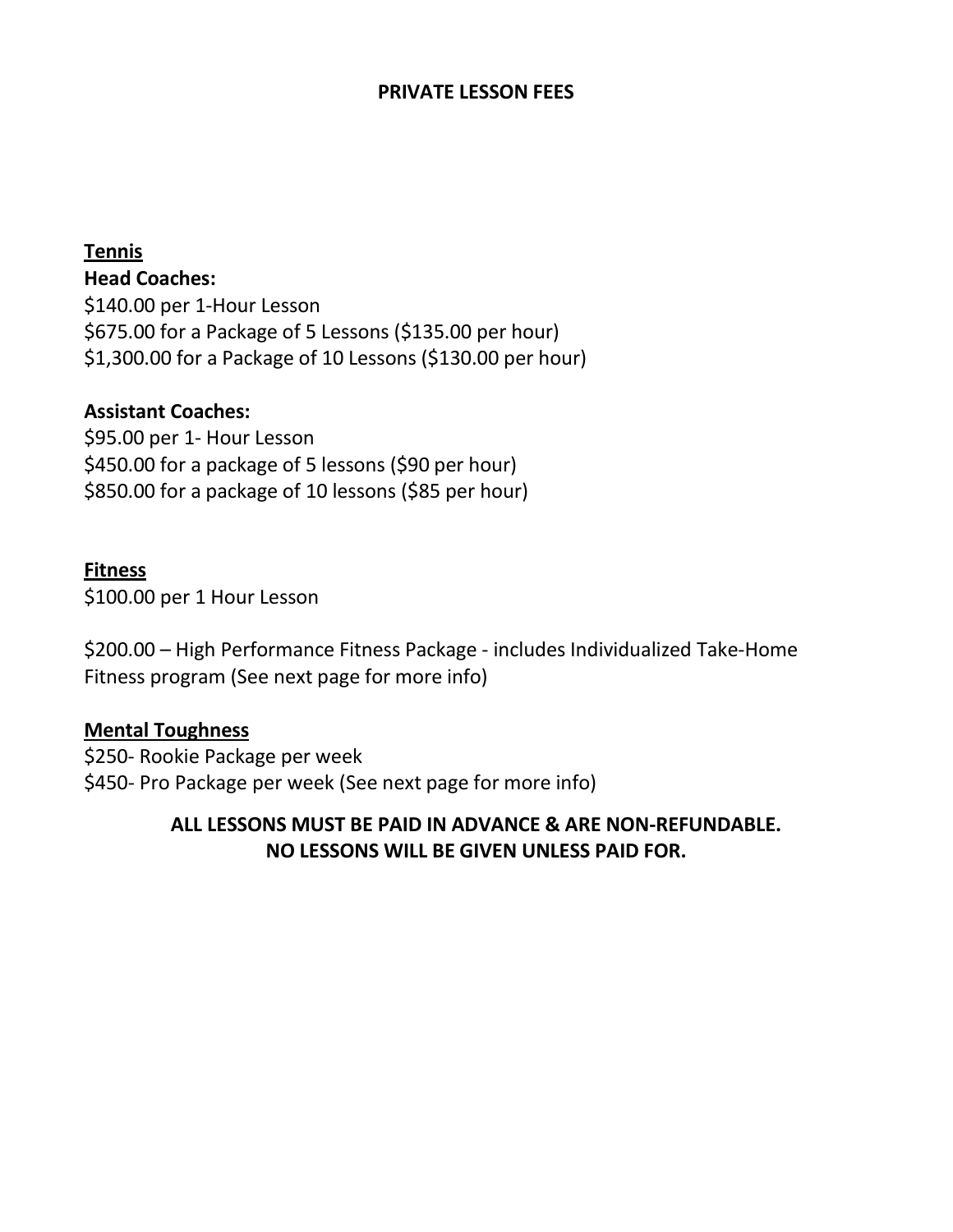# PRIVATE LESSON FEES

## Tennis

**Head Coaches:**

$140.00 per 1-Hour Lesson
$675.00 for a Package of 5 Lessons ($135.00 per hour)
$1,300.00 for a Package of 10 Lessons ($130.00 per hour)

**Assistant Coaches:**

$95.00 per 1- Hour Lesson
$450.00 for a package of 5 lessons ($90 per hour)
$850.00 for a package of 10 lessons ($85 per hour)

## Fitness

$100.00 per 1 Hour Lesson

$200.00 – High Performance Fitness Package - includes Individualized Take-Home Fitness program (See next page for more info)

## Mental Toughness

$250- Rookie Package per week
$450- Pro Package per week (See next page for more info)

**ALL LESSONS MUST BE PAID IN ADVANCE & ARE NON-REFUNDABLE.**
**NO LESSONS WILL BE GIVEN UNLESS PAID FOR.**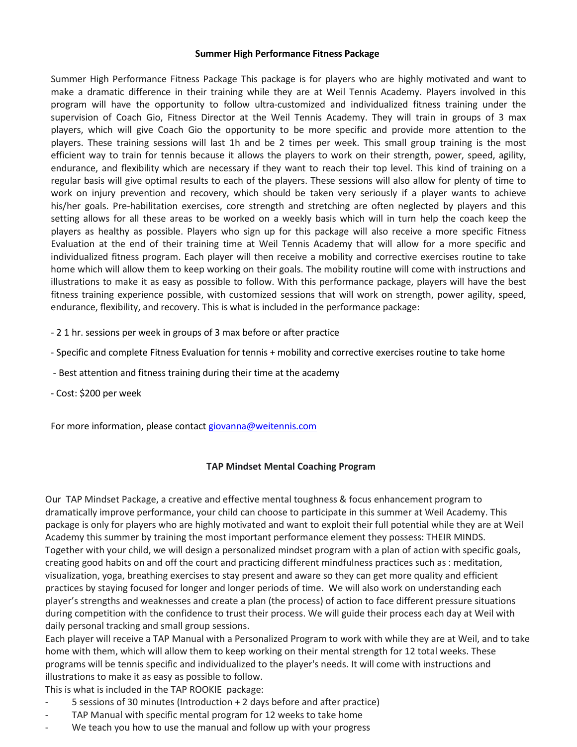## Summer High Performance Fitness Package

Summer High Performance Fitness Package This package is for players who are highly motivated and want to make a dramatic difference in their training while they are at Weil Tennis Academy. Players involved in this program will have the opportunity to follow ultra-customized and individualized fitness training under the supervision of Coach Gio, Fitness Director at the Weil Tennis Academy. They will train in groups of 3 max players, which will give Coach Gio the opportunity to be more specific and provide more attention to the players. These training sessions will last 1h and be 2 times per week. This small group training is the most efficient way to train for tennis because it allows the players to work on their strength, power, speed, agility, endurance, and flexibility which are necessary if they want to reach their top level. This kind of training on a regular basis will give optimal results to each of the players. These sessions will also allow for plenty of time to work on injury prevention and recovery, which should be taken very seriously if a player wants to achieve his/her goals. Pre-habilitation exercises, core strength and stretching are often neglected by players and this setting allows for all these areas to be worked on a weekly basis which will in turn help the coach keep the players as healthy as possible. Players who sign up for this package will also receive a more specific Fitness Evaluation at the end of their training time at Weil Tennis Academy that will allow for a more specific and individualized fitness program. Each player will then receive a mobility and corrective exercises routine to take home which will allow them to keep working on their goals. The mobility routine will come with instructions and illustrations to make it as easy as possible to follow. With this performance package, players will have the best fitness training experience possible, with customized sessions that will work on strength, power agility, speed, endurance, flexibility, and recovery. This is what is included in the performance package:

- 2 1 hr. sessions per week in groups of 3 max before or after practice
- Specific and complete Fitness Evaluation for tennis + mobility and corrective exercises routine to take home
- Best attention and fitness training during their time at the academy
- Cost: $200 per week

For more information, please contact giovanna@weitennis.com

## TAP Mindset Mental Coaching Program

Our TAP Mindset Package, a creative and effective mental toughness & focus enhancement program to dramatically improve performance, your child can choose to participate in this summer at Weil Academy. This package is only for players who are highly motivated and want to exploit their full potential while they are at Weil Academy this summer by training the most important performance element they possess: THEIR MINDS. Together with your child, we will design a personalized mindset program with a plan of action with specific goals, creating good habits on and off the court and practicing different mindfulness practices such as : meditation, visualization, yoga, breathing exercises to stay present and aware so they can get more quality and efficient practices by staying focused for longer and longer periods of time. We will also work on understanding each player's strengths and weaknesses and create a plan (the process) of action to face different pressure situations during competition with the confidence to trust their process. We will guide their process each day at Weil with daily personal tracking and small group sessions.

Each player will receive a TAP Manual with a Personalized Program to work with while they are at Weil, and to take home with them, which will allow them to keep working on their mental strength for 12 total weeks. These programs will be tennis specific and individualized to the player's needs. It will come with instructions and illustrations to make it as easy as possible to follow.

This is what is included in the TAP ROOKIE package:

- 5 sessions of 30 minutes (Introduction + 2 days before and after practice)
- TAP Manual with specific mental program for 12 weeks to take home
- We teach you how to use the manual and follow up with your progress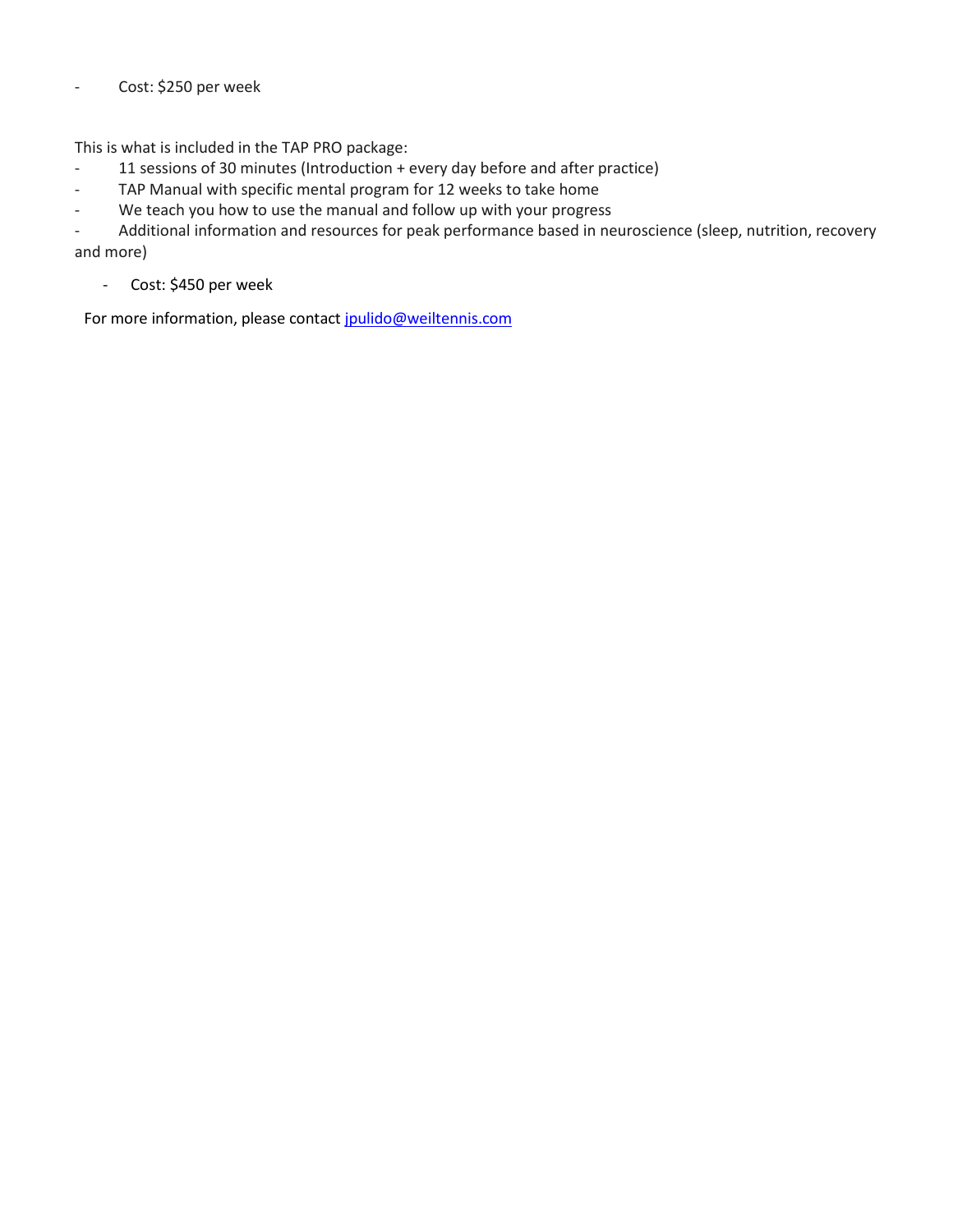- Cost: $250 per week

This is what is included in the TAP PRO package:

- 11 sessions of 30 minutes (Introduction + every day before and after practice)
- TAP Manual with specific mental program for 12 weeks to take home
- We teach you how to use the manual and follow up with your progress
- Additional information and resources for peak performance based in neuroscience (sleep, nutrition, recovery and more)

  - Cost: $450 per week

For more information, please contact jpulido@weiltennis.com